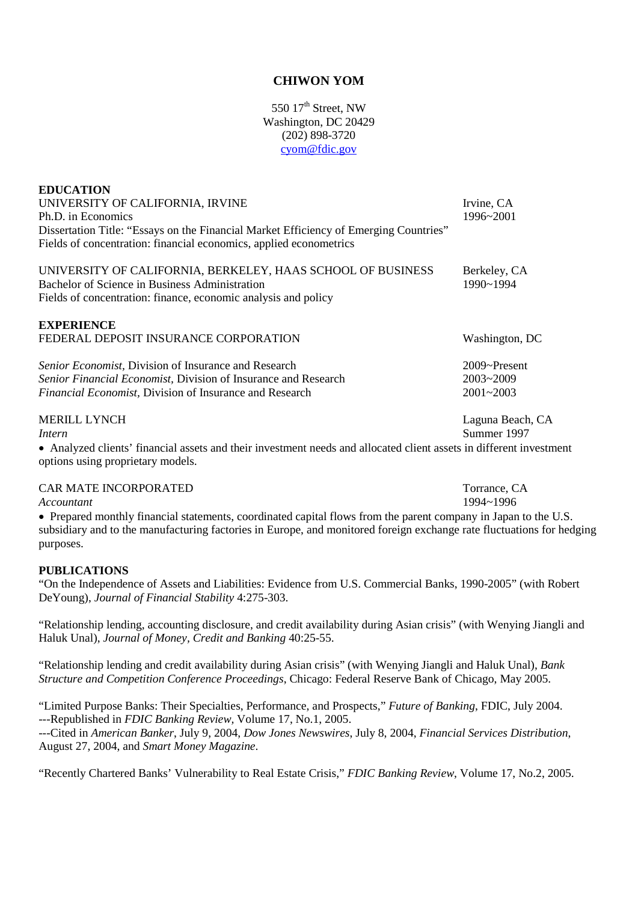# CHIWON YOM

550 17th Street, NW
Washington, DC 20429
(202) 898-3720
cyom@fdic.gov

## EDUCATION

UNIVERSITY OF CALIFORNIA, IRVINE — Irvine, CA
Ph.D. in Economics — 1996~2001
Dissertation Title: "Essays on the Financial Market Efficiency of Emerging Countries"
Fields of concentration: financial economics, applied econometrics

UNIVERSITY OF CALIFORNIA, BERKELEY, HAAS SCHOOL OF BUSINESS — Berkeley, CA
Bachelor of Science in Business Administration — 1990~1994
Fields of concentration: finance, economic analysis and policy

## EXPERIENCE

FEDERAL DEPOSIT INSURANCE CORPORATION — Washington, DC

*Senior Economist,* Division of Insurance and Research — 2009~Present
*Senior Financial Economist,* Division of Insurance and Research — 2003~2009
*Financial Economist,* Division of Insurance and Research — 2001~2003

MERILL LYNCH — Laguna Beach, CA
*Intern* — Summer 1997

- Analyzed clients' financial assets and their investment needs and allocated client assets in different investment options using proprietary models.

CAR MATE INCORPORATED — Torrance, CA
*Accountant* — 1994~1996

- Prepared monthly financial statements, coordinated capital flows from the parent company in Japan to the U.S. subsidiary and to the manufacturing factories in Europe, and monitored foreign exchange rate fluctuations for hedging purposes.

## PUBLICATIONS

"On the Independence of Assets and Liabilities: Evidence from U.S. Commercial Banks, 1990-2005" (with Robert DeYoung), *Journal of Financial Stability* 4:275-303.

"Relationship lending, accounting disclosure, and credit availability during Asian crisis" (with Wenying Jiangli and Haluk Unal), *Journal of Money, Credit and Banking* 40:25-55.

"Relationship lending and credit availability during Asian crisis" (with Wenying Jiangli and Haluk Unal), *Bank Structure and Competition Conference Proceedings*, Chicago: Federal Reserve Bank of Chicago, May 2005.

"Limited Purpose Banks: Their Specialties, Performance, and Prospects," *Future of Banking*, FDIC, July 2004.
---Republished in *FDIC Banking Review*, Volume 17, No.1, 2005.
---Cited in *American Banker*, July 9, 2004, *Dow Jones Newswires*, July 8, 2004, *Financial Services Distribution*, August 27, 2004, and *Smart Money Magazine*.

"Recently Chartered Banks' Vulnerability to Real Estate Crisis," *FDIC Banking Review*, Volume 17, No.2, 2005.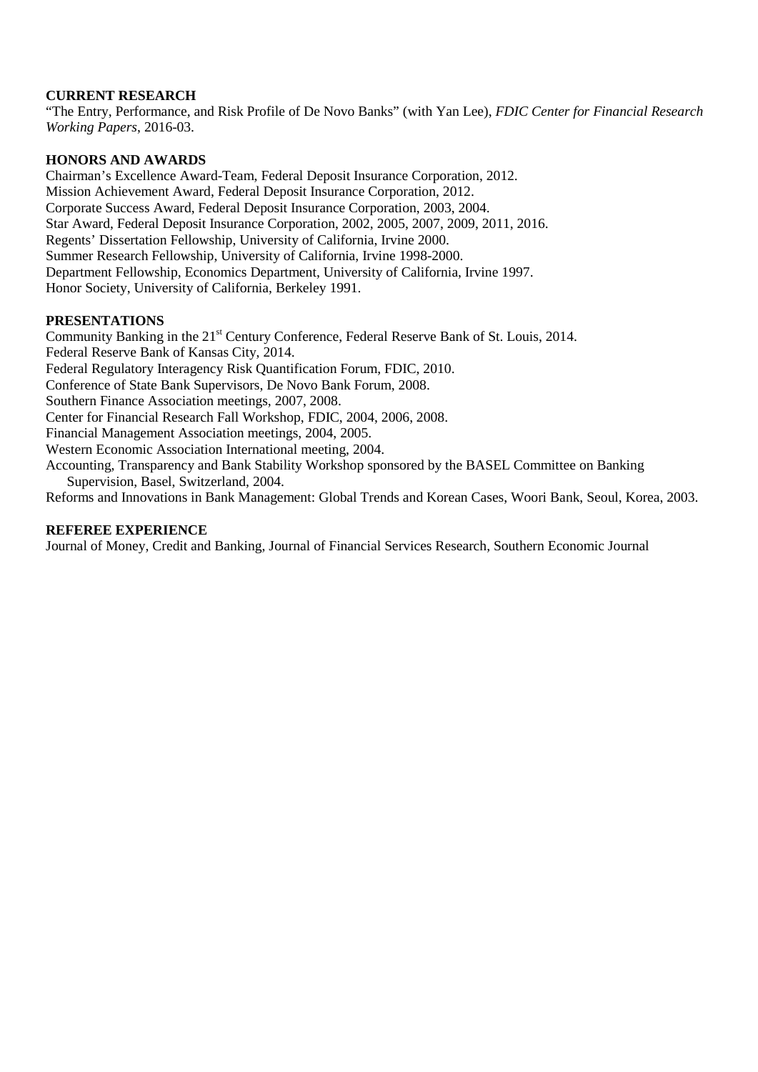**CURRENT RESEARCH**

"The Entry, Performance, and Risk Profile of De Novo Banks" (with Yan Lee), *FDIC Center for Financial Research Working Papers*, 2016-03.

**HONORS AND AWARDS**

Chairman's Excellence Award-Team, Federal Deposit Insurance Corporation, 2012.
Mission Achievement Award, Federal Deposit Insurance Corporation, 2012.
Corporate Success Award, Federal Deposit Insurance Corporation, 2003, 2004.
Star Award, Federal Deposit Insurance Corporation, 2002, 2005, 2007, 2009, 2011, 2016.
Regents' Dissertation Fellowship, University of California, Irvine 2000.
Summer Research Fellowship, University of California, Irvine 1998-2000.
Department Fellowship, Economics Department, University of California, Irvine 1997.
Honor Society, University of California, Berkeley 1991.

**PRESENTATIONS**

Community Banking in the 21st Century Conference, Federal Reserve Bank of St. Louis, 2014.
Federal Reserve Bank of Kansas City, 2014.
Federal Regulatory Interagency Risk Quantification Forum, FDIC, 2010.
Conference of State Bank Supervisors, De Novo Bank Forum, 2008.
Southern Finance Association meetings, 2007, 2008.
Center for Financial Research Fall Workshop, FDIC, 2004, 2006, 2008.
Financial Management Association meetings, 2004, 2005.
Western Economic Association International meeting, 2004.
Accounting, Transparency and Bank Stability Workshop sponsored by the BASEL Committee on Banking Supervision, Basel, Switzerland, 2004.
Reforms and Innovations in Bank Management: Global Trends and Korean Cases, Woori Bank, Seoul, Korea, 2003.

**REFEREE EXPERIENCE**

Journal of Money, Credit and Banking, Journal of Financial Services Research, Southern Economic Journal